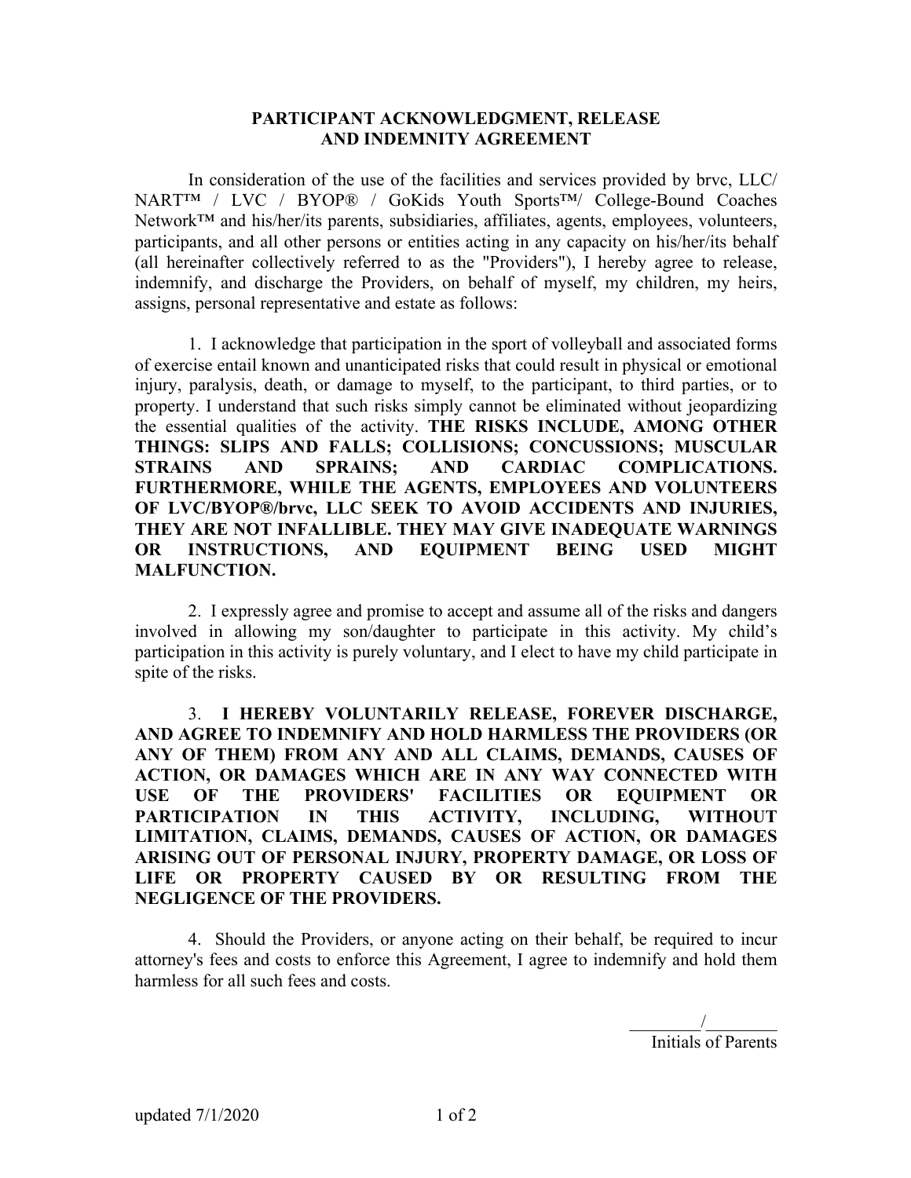# PARTICIPANT ACKNOWLEDGMENT, RELEASE AND INDEMNITY AGREEMENT

In consideration of the use of the facilities and services provided by brvc, LLC/ NART™ / LVC / BYOP® / GoKids Youth Sports™/ College-Bound Coaches Network™ and his/her/its parents, subsidiaries, affiliates, agents, employees, volunteers, participants, and all other persons or entities acting in any capacity on his/her/its behalf (all hereinafter collectively referred to as the "Providers"), I hereby agree to release, indemnify, and discharge the Providers, on behalf of myself, my children, my heirs, assigns, personal representative and estate as follows:

1. I acknowledge that participation in the sport of volleyball and associated forms of exercise entail known and unanticipated risks that could result in physical or emotional injury, paralysis, death, or damage to myself, to the participant, to third parties, or to property. I understand that such risks simply cannot be eliminated without jeopardizing the essential qualities of the activity. **THE RISKS INCLUDE, AMONG OTHER THINGS: SLIPS AND FALLS; COLLISIONS; CONCUSSIONS; MUSCULAR STRAINS AND SPRAINS; AND CARDIAC COMPLICATIONS. FURTHERMORE, WHILE THE AGENTS, EMPLOYEES AND VOLUNTEERS OF LVC/BYOP®/brvc, LLC SEEK TO AVOID ACCIDENTS AND INJURIES, THEY ARE NOT INFALLIBLE. THEY MAY GIVE INADEQUATE WARNINGS OR INSTRUCTIONS, AND EQUIPMENT BEING USED MIGHT MALFUNCTION.**

2. I expressly agree and promise to accept and assume all of the risks and dangers involved in allowing my son/daughter to participate in this activity. My child's participation in this activity is purely voluntary, and I elect to have my child participate in spite of the risks.

3. **I HEREBY VOLUNTARILY RELEASE, FOREVER DISCHARGE, AND AGREE TO INDEMNIFY AND HOLD HARMLESS THE PROVIDERS (OR ANY OF THEM) FROM ANY AND ALL CLAIMS, DEMANDS, CAUSES OF ACTION, OR DAMAGES WHICH ARE IN ANY WAY CONNECTED WITH USE OF THE PROVIDERS' FACILITIES OR EQUIPMENT OR PARTICIPATION IN THIS ACTIVITY, INCLUDING, WITHOUT LIMITATION, CLAIMS, DEMANDS, CAUSES OF ACTION, OR DAMAGES ARISING OUT OF PERSONAL INJURY, PROPERTY DAMAGE, OR LOSS OF LIFE OR PROPERTY CAUSED BY OR RESULTING FROM THE NEGLIGENCE OF THE PROVIDERS.**

4. Should the Providers, or anyone acting on their behalf, be required to incur attorney's fees and costs to enforce this Agreement, I agree to indemnify and hold them harmless for all such fees and costs.

________/________
Initials of Parents

updated 7/1/2020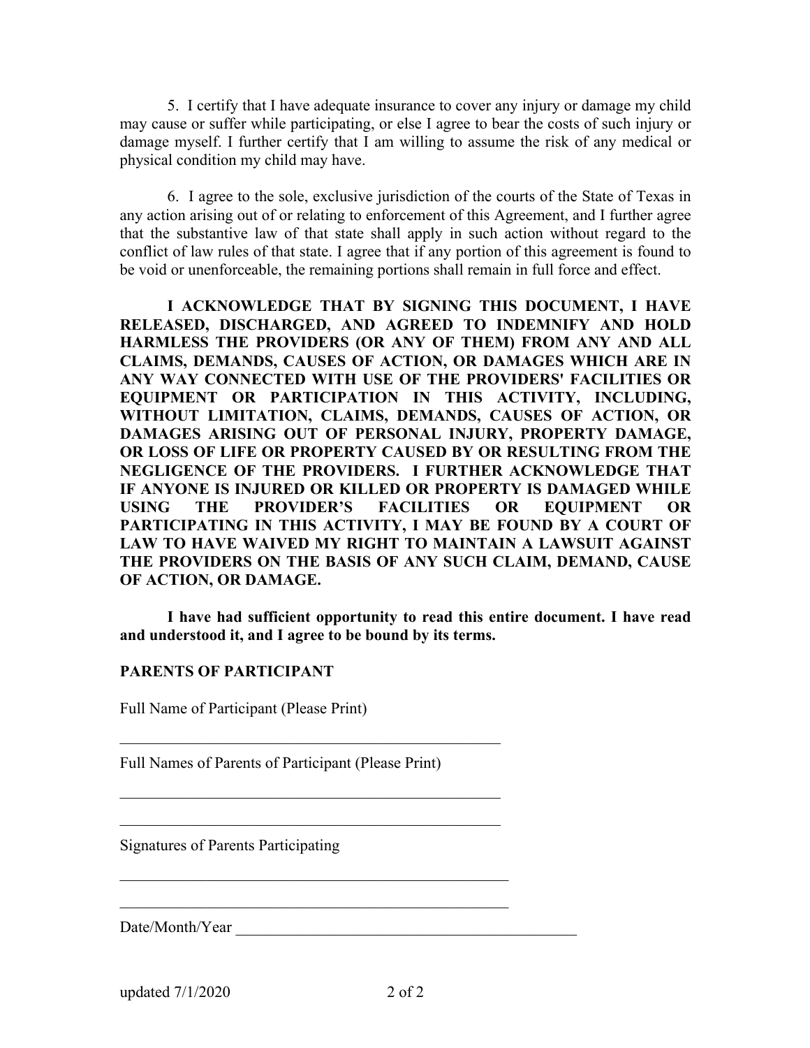5. I certify that I have adequate insurance to cover any injury or damage my child may cause or suffer while participating, or else I agree to bear the costs of such injury or damage myself. I further certify that I am willing to assume the risk of any medical or physical condition my child may have.

6. I agree to the sole, exclusive jurisdiction of the courts of the State of Texas in any action arising out of or relating to enforcement of this Agreement, and I further agree that the substantive law of that state shall apply in such action without regard to the conflict of law rules of that state. I agree that if any portion of this agreement is found to be void or unenforceable, the remaining portions shall remain in full force and effect.

**I ACKNOWLEDGE THAT BY SIGNING THIS DOCUMENT, I HAVE RELEASED, DISCHARGED, AND AGREED TO INDEMNIFY AND HOLD HARMLESS THE PROVIDERS (OR ANY OF THEM) FROM ANY AND ALL CLAIMS, DEMANDS, CAUSES OF ACTION, OR DAMAGES WHICH ARE IN ANY WAY CONNECTED WITH USE OF THE PROVIDERS' FACILITIES OR EQUIPMENT OR PARTICIPATION IN THIS ACTIVITY, INCLUDING, WITHOUT LIMITATION, CLAIMS, DEMANDS, CAUSES OF ACTION, OR DAMAGES ARISING OUT OF PERSONAL INJURY, PROPERTY DAMAGE, OR LOSS OF LIFE OR PROPERTY CAUSED BY OR RESULTING FROM THE NEGLIGENCE OF THE PROVIDERS. I FURTHER ACKNOWLEDGE THAT IF ANYONE IS INJURED OR KILLED OR PROPERTY IS DAMAGED WHILE USING THE PROVIDER'S FACILITIES OR EQUIPMENT OR PARTICIPATING IN THIS ACTIVITY, I MAY BE FOUND BY A COURT OF LAW TO HAVE WAIVED MY RIGHT TO MAINTAIN A LAWSUIT AGAINST THE PROVIDERS ON THE BASIS OF ANY SUCH CLAIM, DEMAND, CAUSE OF ACTION, OR DAMAGE.**

**I have had sufficient opportunity to read this entire document. I have read and understood it, and I agree to be bound by its terms.**

**PARENTS OF PARTICIPANT**

Full Name of Participant (Please Print)

_______________________________________________

Full Names of Parents of Participant (Please Print)

_______________________________________________

_______________________________________________

Signatures of Parents Participating

_______________________________________________

_______________________________________________

Date/Month/Year _______________________________________

updated 7/1/2020